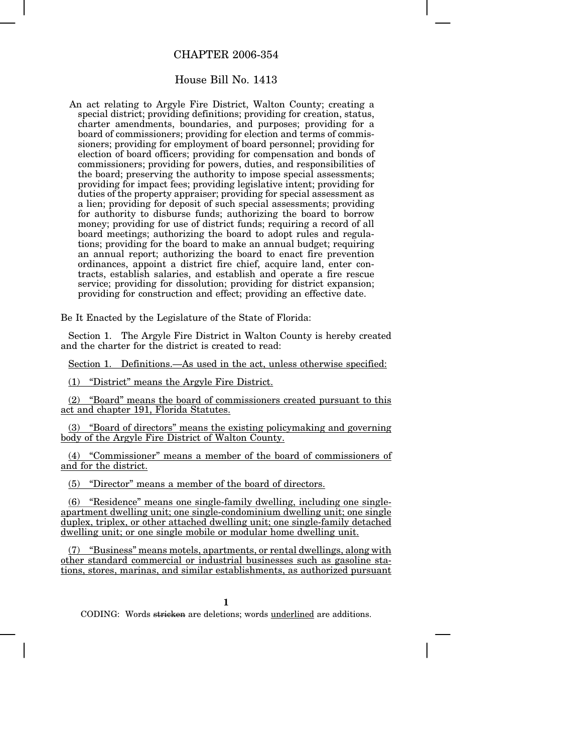# CHAPTER 2006-354

## House Bill No. 1413

An act relating to Argyle Fire District, Walton County; creating a special district; providing definitions; providing for creation, status, charter amendments, boundaries, and purposes; providing for a board of commissioners; providing for election and terms of commissioners; providing for employment of board personnel; providing for election of board officers; providing for compensation and bonds of commissioners; providing for powers, duties, and responsibilities of the board; preserving the authority to impose special assessments; providing for impact fees; providing legislative intent; providing for duties of the property appraiser; providing for special assessment as a lien; providing for deposit of such special assessments; providing for authority to disburse funds; authorizing the board to borrow money; providing for use of district funds; requiring a record of all board meetings; authorizing the board to adopt rules and regulations; providing for the board to make an annual budget; requiring an annual report; authorizing the board to enact fire prevention ordinances, appoint a district fire chief, acquire land, enter contracts, establish salaries, and establish and operate a fire rescue service; providing for dissolution; providing for district expansion; providing for construction and effect; providing an effective date.

Be It Enacted by the Legislature of the State of Florida:

Section 1. The Argyle Fire District in Walton County is hereby created and the charter for the district is created to read:

<u>Section 1. Definitions.—As used in the act, unless otherwise specified:</u>

<u>(1) "District" means the Argyle Fire District.</u>

<u>(2) "Board" means the board of commissioners created pursuant to this act and chapter 191, Florida Statutes.</u>

<u>(3) "Board of directors" means the existing policymaking and governing body of the Argyle Fire District of Walton County.</u>

<u>(4) "Commissioner" means a member of the board of commissioners of and for the district.</u>

<u>(5) "Director" means a member of the board of directors.</u>

<u>(6) "Residence" means one single-family dwelling, including one single-apartment dwelling unit; one single-condominium dwelling unit; one single duplex, triplex, or other attached dwelling unit; one single-family detached dwelling unit; or one single mobile or modular home dwelling unit.</u>

<u>(7) "Business" means motels, apartments, or rental dwellings, along with other standard commercial or industrial businesses such as gasoline stations, stores, marinas, and similar establishments, as authorized pursuant</u>

CODING: Words ~~stricken~~ are deletions; words <u>underlined</u> are additions.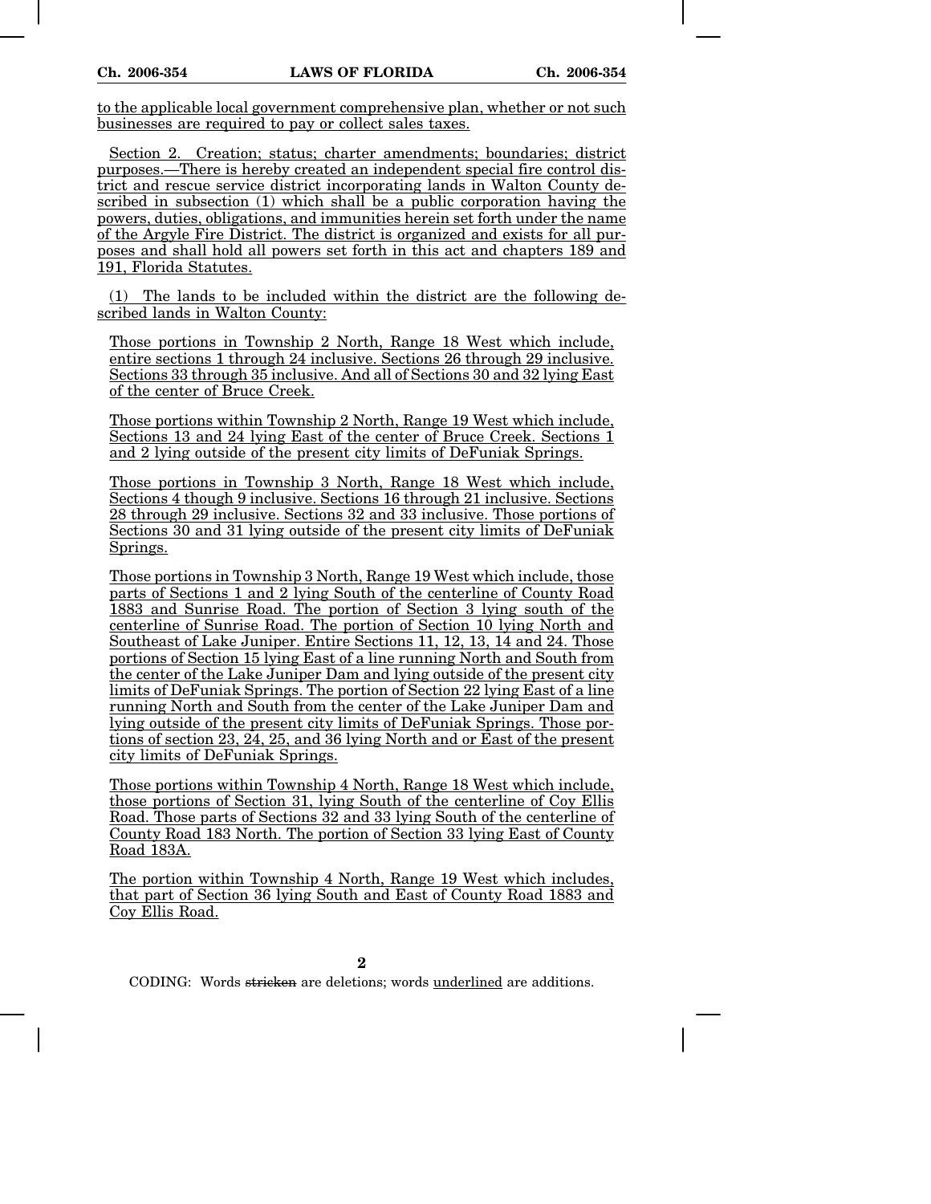to the applicable local government comprehensive plan, whether or not such businesses are required to pay or collect sales taxes.

Section 2. Creation; status; charter amendments; boundaries; district purposes.—There is hereby created an independent special fire control district and rescue service district incorporating lands in Walton County described in subsection (1) which shall be a public corporation having the powers, duties, obligations, and immunities herein set forth under the name of the Argyle Fire District. The district is organized and exists for all purposes and shall hold all powers set forth in this act and chapters 189 and 191, Florida Statutes.

(1) The lands to be included within the district are the following described lands in Walton County:

Those portions in Township 2 North, Range 18 West which include, entire sections 1 through 24 inclusive. Sections 26 through 29 inclusive. Sections 33 through 35 inclusive. And all of Sections 30 and 32 lying East of the center of Bruce Creek.

Those portions within Township 2 North, Range 19 West which include, Sections 13 and 24 lying East of the center of Bruce Creek. Sections 1 and 2 lying outside of the present city limits of DeFuniak Springs.

Those portions in Township 3 North, Range 18 West which include, Sections 4 though 9 inclusive. Sections 16 through 21 inclusive. Sections 28 through 29 inclusive. Sections 32 and 33 inclusive. Those portions of Sections 30 and 31 lying outside of the present city limits of DeFuniak Springs.

Those portions in Township 3 North, Range 19 West which include, those parts of Sections 1 and 2 lying South of the centerline of County Road 1883 and Sunrise Road. The portion of Section 3 lying south of the centerline of Sunrise Road. The portion of Section 10 lying North and Southeast of Lake Juniper. Entire Sections 11, 12, 13, 14 and 24. Those portions of Section 15 lying East of a line running North and South from the center of the Lake Juniper Dam and lying outside of the present city limits of DeFuniak Springs. The portion of Section 22 lying East of a line running North and South from the center of the Lake Juniper Dam and lying outside of the present city limits of DeFuniak Springs. Those portions of section 23, 24, 25, and 36 lying North and or East of the present city limits of DeFuniak Springs.

Those portions within Township 4 North, Range 18 West which include, those portions of Section 31, lying South of the centerline of Coy Ellis Road. Those parts of Sections 32 and 33 lying South of the centerline of County Road 183 North. The portion of Section 33 lying East of County Road 183A.

The portion within Township 4 North, Range 19 West which includes, that part of Section 36 lying South and East of County Road 1883 and Coy Ellis Road.

CODING: Words stricken are deletions; words underlined are additions.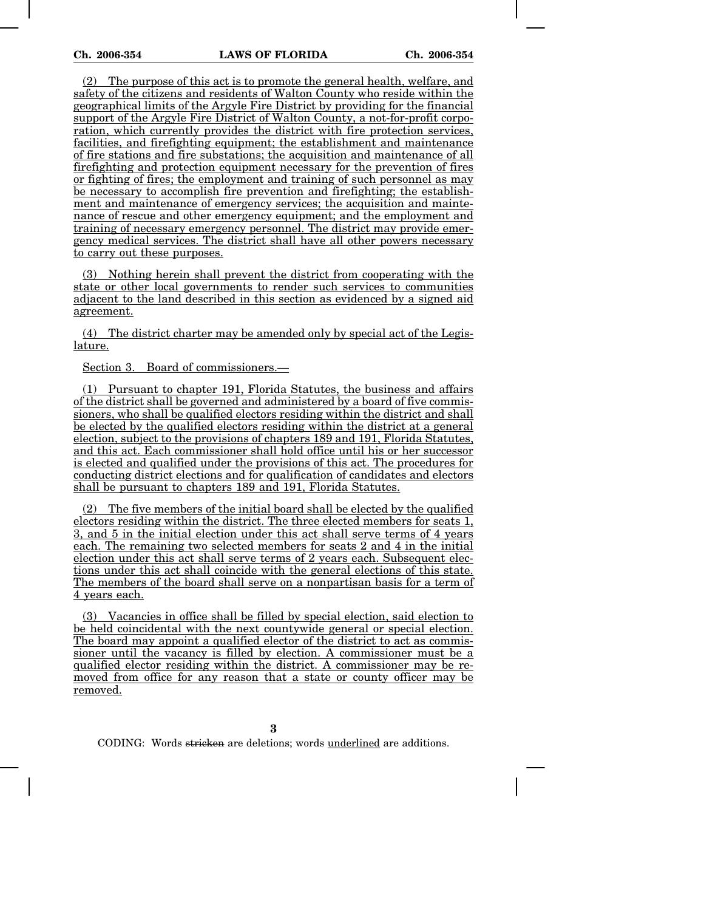(2) The purpose of this act is to promote the general health, welfare, and safety of the citizens and residents of Walton County who reside within the geographical limits of the Argyle Fire District by providing for the financial support of the Argyle Fire District of Walton County, a not-for-profit corporation, which currently provides the district with fire protection services, facilities, and firefighting equipment; the establishment and maintenance of fire stations and fire substations; the acquisition and maintenance of all firefighting and protection equipment necessary for the prevention of fires or fighting of fires; the employment and training of such personnel as may be necessary to accomplish fire prevention and firefighting; the establishment and maintenance of emergency services; the acquisition and maintenance of rescue and other emergency equipment; and the employment and training of necessary emergency personnel. The district may provide emergency medical services. The district shall have all other powers necessary to carry out these purposes.

(3) Nothing herein shall prevent the district from cooperating with the state or other local governments to render such services to communities adjacent to the land described in this section as evidenced by a signed aid agreement.

(4) The district charter may be amended only by special act of the Legislature.

Section 3. Board of commissioners.—

(1) Pursuant to chapter 191, Florida Statutes, the business and affairs of the district shall be governed and administered by a board of five commissioners, who shall be qualified electors residing within the district and shall be elected by the qualified electors residing within the district at a general election, subject to the provisions of chapters 189 and 191, Florida Statutes, and this act. Each commissioner shall hold office until his or her successor is elected and qualified under the provisions of this act. The procedures for conducting district elections and for qualification of candidates and electors shall be pursuant to chapters 189 and 191, Florida Statutes.

(2) The five members of the initial board shall be elected by the qualified electors residing within the district. The three elected members for seats 1, 3, and 5 in the initial election under this act shall serve terms of 4 years each. The remaining two selected members for seats 2 and 4 in the initial election under this act shall serve terms of 2 years each. Subsequent elections under this act shall coincide with the general elections of this state. The members of the board shall serve on a nonpartisan basis for a term of 4 years each.

(3) Vacancies in office shall be filled by special election, said election to be held coincidental with the next countywide general or special election. The board may appoint a qualified elector of the district to act as commissioner until the vacancy is filled by election. A commissioner must be a qualified elector residing within the district. A commissioner may be removed from office for any reason that a state or county officer may be removed.

CODING: Words stricken are deletions; words underlined are additions.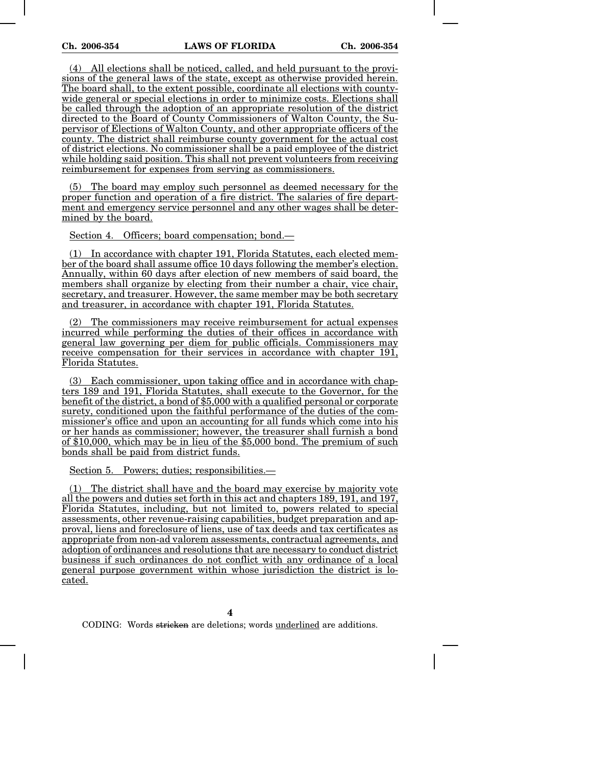(4) All elections shall be noticed, called, and held pursuant to the provisions of the general laws of the state, except as otherwise provided herein. The board shall, to the extent possible, coordinate all elections with countywide general or special elections in order to minimize costs. Elections shall be called through the adoption of an appropriate resolution of the district directed to the Board of County Commissioners of Walton County, the Supervisor of Elections of Walton County, and other appropriate officers of the county. The district shall reimburse county government for the actual cost of district elections. No commissioner shall be a paid employee of the district while holding said position. This shall not prevent volunteers from receiving reimbursement for expenses from serving as commissioners.

(5) The board may employ such personnel as deemed necessary for the proper function and operation of a fire district. The salaries of fire department and emergency service personnel and any other wages shall be determined by the board.

Section 4. Officers; board compensation; bond.—

(1) In accordance with chapter 191, Florida Statutes, each elected member of the board shall assume office 10 days following the member's election. Annually, within 60 days after election of new members of said board, the members shall organize by electing from their number a chair, vice chair, secretary, and treasurer. However, the same member may be both secretary and treasurer, in accordance with chapter 191, Florida Statutes.

(2) The commissioners may receive reimbursement for actual expenses incurred while performing the duties of their offices in accordance with general law governing per diem for public officials. Commissioners may receive compensation for their services in accordance with chapter 191, Florida Statutes.

(3) Each commissioner, upon taking office and in accordance with chapters 189 and 191, Florida Statutes, shall execute to the Governor, for the benefit of the district, a bond of $5,000 with a qualified personal or corporate surety, conditioned upon the faithful performance of the duties of the commissioner's office and upon an accounting for all funds which come into his or her hands as commissioner; however, the treasurer shall furnish a bond of $10,000, which may be in lieu of the $5,000 bond. The premium of such bonds shall be paid from district funds.

Section 5. Powers; duties; responsibilities.—

(1) The district shall have and the board may exercise by majority vote all the powers and duties set forth in this act and chapters 189, 191, and 197, Florida Statutes, including, but not limited to, powers related to special assessments, other revenue-raising capabilities, budget preparation and approval, liens and foreclosure of liens, use of tax deeds and tax certificates as appropriate from non-ad valorem assessments, contractual agreements, and adoption of ordinances and resolutions that are necessary to conduct district business if such ordinances do not conflict with any ordinance of a local general purpose government within whose jurisdiction the district is located.

CODING: Words stricken are deletions; words underlined are additions.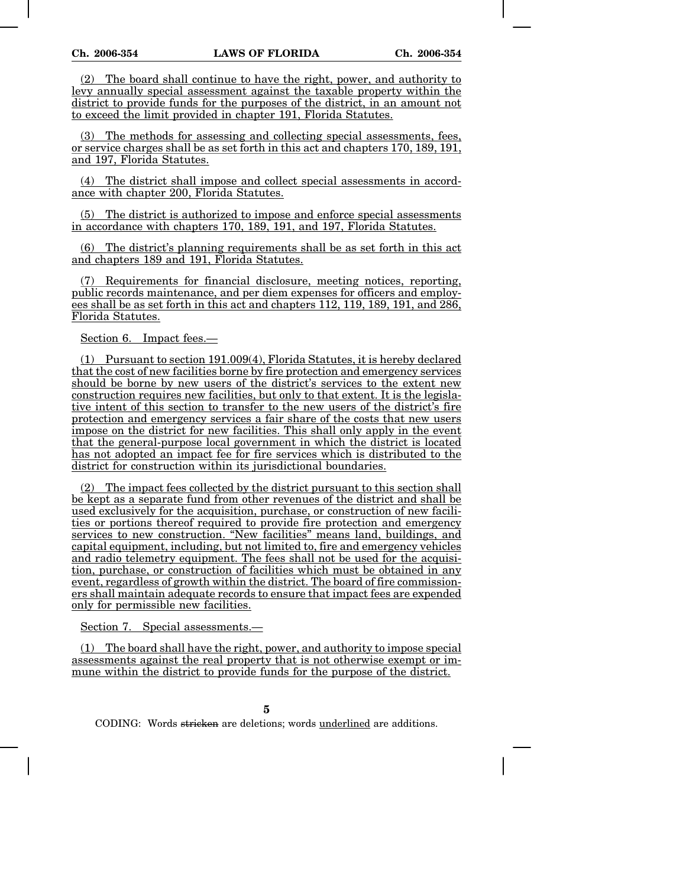(2) The board shall continue to have the right, power, and authority to levy annually special assessment against the taxable property within the district to provide funds for the purposes of the district, in an amount not to exceed the limit provided in chapter 191, Florida Statutes.

(3) The methods for assessing and collecting special assessments, fees, or service charges shall be as set forth in this act and chapters 170, 189, 191, and 197, Florida Statutes.

(4) The district shall impose and collect special assessments in accordance with chapter 200, Florida Statutes.

(5) The district is authorized to impose and enforce special assessments in accordance with chapters 170, 189, 191, and 197, Florida Statutes.

(6) The district's planning requirements shall be as set forth in this act and chapters 189 and 191, Florida Statutes.

(7) Requirements for financial disclosure, meeting notices, reporting, public records maintenance, and per diem expenses for officers and employees shall be as set forth in this act and chapters 112, 119, 189, 191, and 286, Florida Statutes.

Section 6. Impact fees.—

(1) Pursuant to section 191.009(4), Florida Statutes, it is hereby declared that the cost of new facilities borne by fire protection and emergency services should be borne by new users of the district's services to the extent new construction requires new facilities, but only to that extent. It is the legislative intent of this section to transfer to the new users of the district's fire protection and emergency services a fair share of the costs that new users impose on the district for new facilities. This shall only apply in the event that the general-purpose local government in which the district is located has not adopted an impact fee for fire services which is distributed to the district for construction within its jurisdictional boundaries.

(2) The impact fees collected by the district pursuant to this section shall be kept as a separate fund from other revenues of the district and shall be used exclusively for the acquisition, purchase, or construction of new facilities or portions thereof required to provide fire protection and emergency services to new construction. "New facilities" means land, buildings, and capital equipment, including, but not limited to, fire and emergency vehicles and radio telemetry equipment. The fees shall not be used for the acquisition, purchase, or construction of facilities which must be obtained in any event, regardless of growth within the district. The board of fire commissioners shall maintain adequate records to ensure that impact fees are expended only for permissible new facilities.

Section 7. Special assessments.—

(1) The board shall have the right, power, and authority to impose special assessments against the real property that is not otherwise exempt or immune within the district to provide funds for the purpose of the district.

CODING: Words ~~stricken~~ are deletions; words underlined are additions.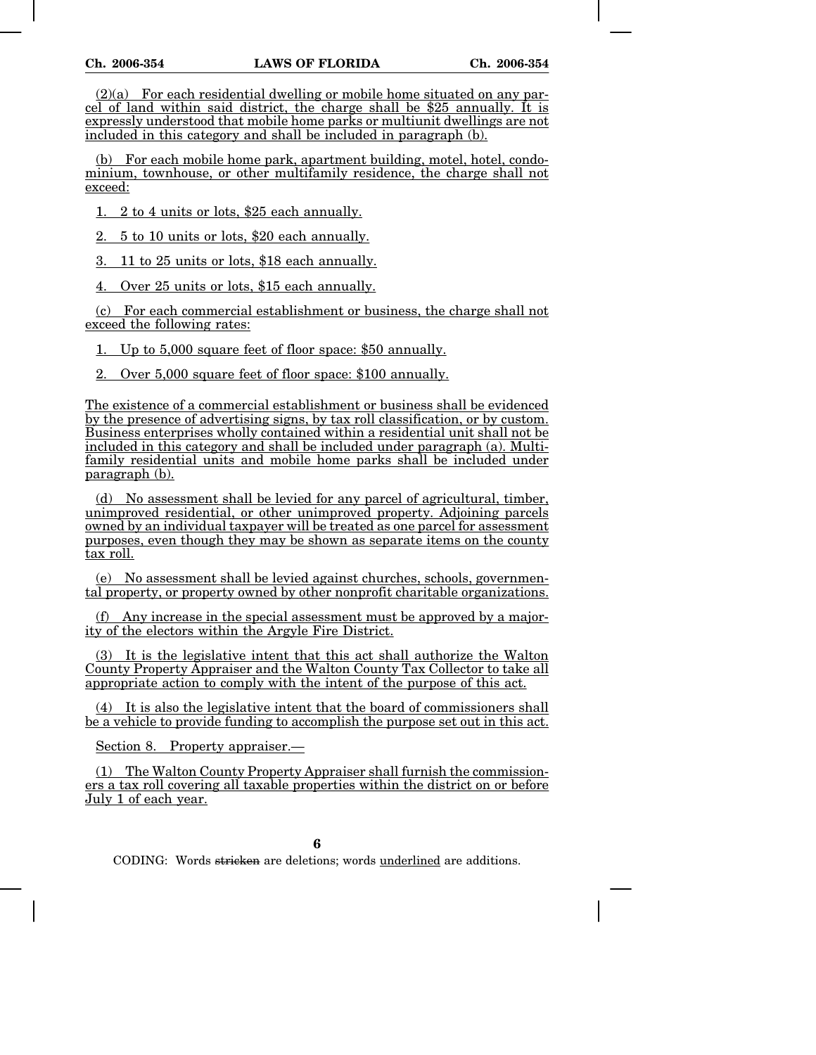(2)(a) For each residential dwelling or mobile home situated on any parcel of land within said district, the charge shall be $25 annually. It is expressly understood that mobile home parks or multiunit dwellings are not included in this category and shall be included in paragraph (b).

(b) For each mobile home park, apartment building, motel, hotel, condominium, townhouse, or other multifamily residence, the charge shall not exceed:

1. 2 to 4 units or lots, $25 each annually.

2. 5 to 10 units or lots, $20 each annually.

3. 11 to 25 units or lots, $18 each annually.

4. Over 25 units or lots, $15 each annually.

(c) For each commercial establishment or business, the charge shall not exceed the following rates:

1. Up to 5,000 square feet of floor space: $50 annually.

2. Over 5,000 square feet of floor space: $100 annually.

The existence of a commercial establishment or business shall be evidenced by the presence of advertising signs, by tax roll classification, or by custom. Business enterprises wholly contained within a residential unit shall not be included in this category and shall be included under paragraph (a). Multifamily residential units and mobile home parks shall be included under paragraph (b).

(d) No assessment shall be levied for any parcel of agricultural, timber, unimproved residential, or other unimproved property. Adjoining parcels owned by an individual taxpayer will be treated as one parcel for assessment purposes, even though they may be shown as separate items on the county tax roll.

(e) No assessment shall be levied against churches, schools, governmental property, or property owned by other nonprofit charitable organizations.

(f) Any increase in the special assessment must be approved by a majority of the electors within the Argyle Fire District.

(3) It is the legislative intent that this act shall authorize the Walton County Property Appraiser and the Walton County Tax Collector to take all appropriate action to comply with the intent of the purpose of this act.

(4) It is also the legislative intent that the board of commissioners shall be a vehicle to provide funding to accomplish the purpose set out in this act.

Section 8. Property appraiser.—

(1) The Walton County Property Appraiser shall furnish the commissioners a tax roll covering all taxable properties within the district on or before July 1 of each year.

CODING: Words stricken are deletions; words underlined are additions.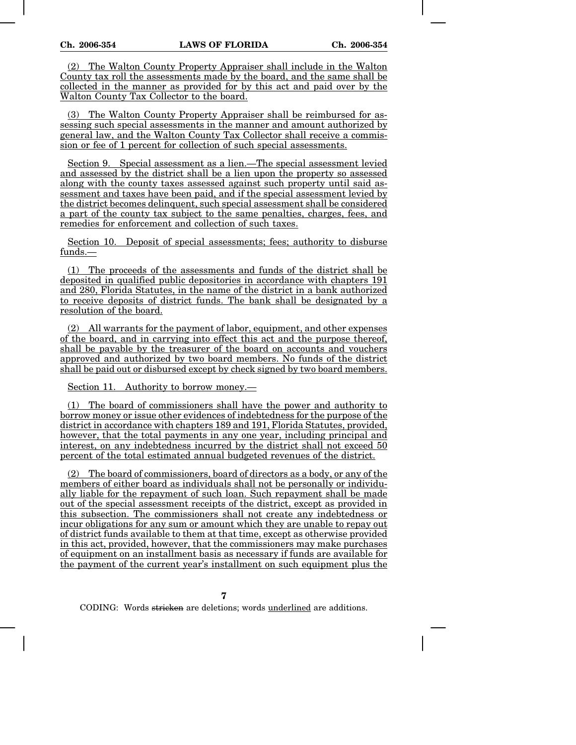(2) The Walton County Property Appraiser shall include in the Walton County tax roll the assessments made by the board, and the same shall be collected in the manner as provided for by this act and paid over by the Walton County Tax Collector to the board.

(3) The Walton County Property Appraiser shall be reimbursed for assessing such special assessments in the manner and amount authorized by general law, and the Walton County Tax Collector shall receive a commission or fee of 1 percent for collection of such special assessments.

Section 9. Special assessment as a lien.—The special assessment levied and assessed by the district shall be a lien upon the property so assessed along with the county taxes assessed against such property until said assessment and taxes have been paid, and if the special assessment levied by the district becomes delinquent, such special assessment shall be considered a part of the county tax subject to the same penalties, charges, fees, and remedies for enforcement and collection of such taxes.

Section 10. Deposit of special assessments; fees; authority to disburse funds.—

(1) The proceeds of the assessments and funds of the district shall be deposited in qualified public depositories in accordance with chapters 191 and 280, Florida Statutes, in the name of the district in a bank authorized to receive deposits of district funds. The bank shall be designated by a resolution of the board.

(2) All warrants for the payment of labor, equipment, and other expenses of the board, and in carrying into effect this act and the purpose thereof, shall be payable by the treasurer of the board on accounts and vouchers approved and authorized by two board members. No funds of the district shall be paid out or disbursed except by check signed by two board members.

Section 11. Authority to borrow money.—

(1) The board of commissioners shall have the power and authority to borrow money or issue other evidences of indebtedness for the purpose of the district in accordance with chapters 189 and 191, Florida Statutes, provided, however, that the total payments in any one year, including principal and interest, on any indebtedness incurred by the district shall not exceed 50 percent of the total estimated annual budgeted revenues of the district.

(2) The board of commissioners, board of directors as a body, or any of the members of either board as individuals shall not be personally or individually liable for the repayment of such loan. Such repayment shall be made out of the special assessment receipts of the district, except as provided in this subsection. The commissioners shall not create any indebtedness or incur obligations for any sum or amount which they are unable to repay out of district funds available to them at that time, except as otherwise provided in this act, provided, however, that the commissioners may make purchases of equipment on an installment basis as necessary if funds are available for the payment of the current year's installment on such equipment plus the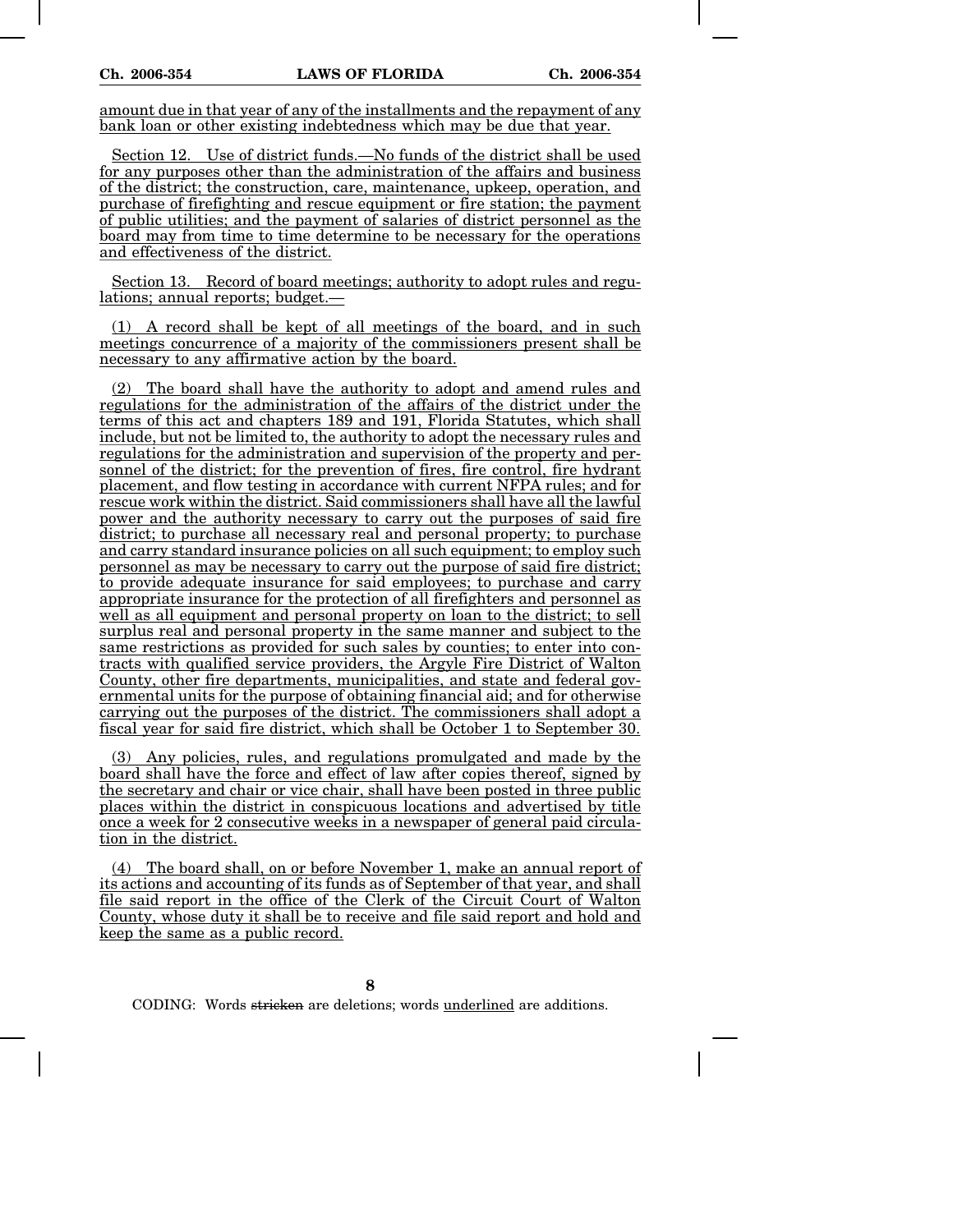amount due in that year of any of the installments and the repayment of any bank loan or other existing indebtedness which may be due that year.

Section 12. Use of district funds.—No funds of the district shall be used for any purposes other than the administration of the affairs and business of the district; the construction, care, maintenance, upkeep, operation, and purchase of firefighting and rescue equipment or fire station; the payment of public utilities; and the payment of salaries of district personnel as the board may from time to time determine to be necessary for the operations and effectiveness of the district.

Section 13. Record of board meetings; authority to adopt rules and regulations; annual reports; budget.—

(1) A record shall be kept of all meetings of the board, and in such meetings concurrence of a majority of the commissioners present shall be necessary to any affirmative action by the board.

(2) The board shall have the authority to adopt and amend rules and regulations for the administration of the affairs of the district under the terms of this act and chapters 189 and 191, Florida Statutes, which shall include, but not be limited to, the authority to adopt the necessary rules and regulations for the administration and supervision of the property and personnel of the district; for the prevention of fires, fire control, fire hydrant placement, and flow testing in accordance with current NFPA rules; and for rescue work within the district. Said commissioners shall have all the lawful power and the authority necessary to carry out the purposes of said fire district; to purchase all necessary real and personal property; to purchase and carry standard insurance policies on all such equipment; to employ such personnel as may be necessary to carry out the purpose of said fire district; to provide adequate insurance for said employees; to purchase and carry appropriate insurance for the protection of all firefighters and personnel as well as all equipment and personal property on loan to the district; to sell surplus real and personal property in the same manner and subject to the same restrictions as provided for such sales by counties; to enter into contracts with qualified service providers, the Argyle Fire District of Walton County, other fire departments, municipalities, and state and federal governmental units for the purpose of obtaining financial aid; and for otherwise carrying out the purposes of the district. The commissioners shall adopt a fiscal year for said fire district, which shall be October 1 to September 30.

(3) Any policies, rules, and regulations promulgated and made by the board shall have the force and effect of law after copies thereof, signed by the secretary and chair or vice chair, shall have been posted in three public places within the district in conspicuous locations and advertised by title once a week for 2 consecutive weeks in a newspaper of general paid circulation in the district.

(4) The board shall, on or before November 1, make an annual report of its actions and accounting of its funds as of September of that year, and shall file said report in the office of the Clerk of the Circuit Court of Walton County, whose duty it shall be to receive and file said report and hold and keep the same as a public record.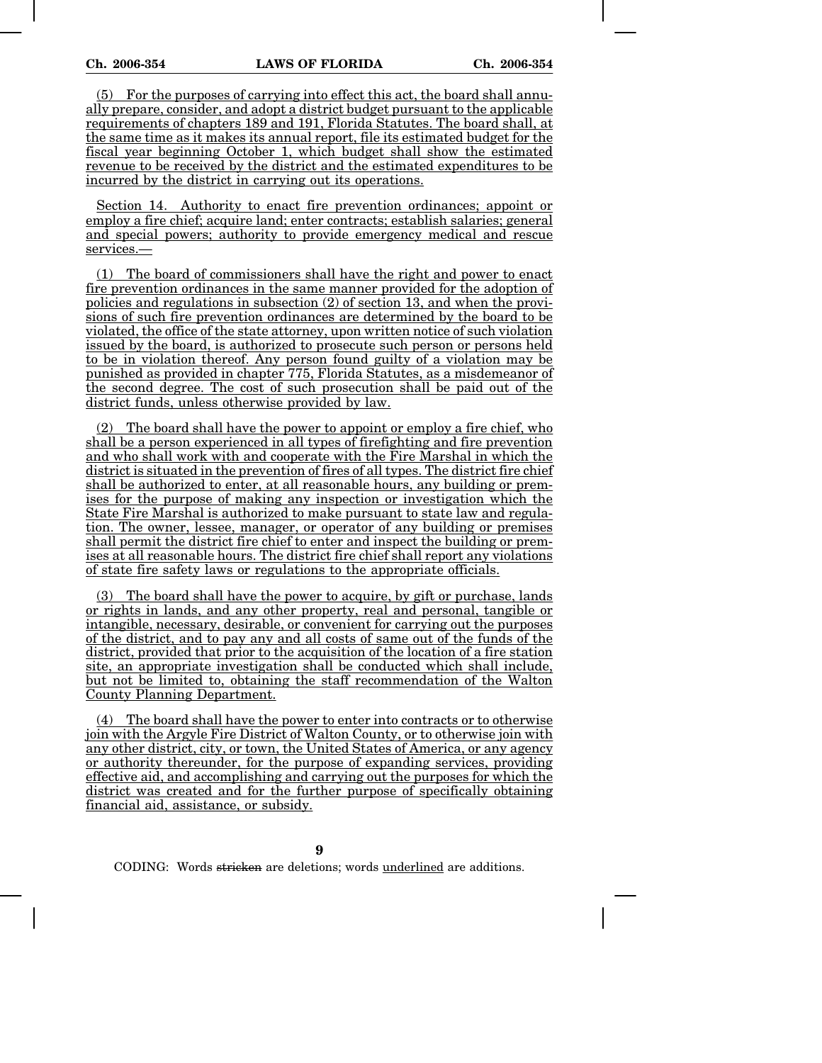(5) For the purposes of carrying into effect this act, the board shall annually prepare, consider, and adopt a district budget pursuant to the applicable requirements of chapters 189 and 191, Florida Statutes. The board shall, at the same time as it makes its annual report, file its estimated budget for the fiscal year beginning October 1, which budget shall show the estimated revenue to be received by the district and the estimated expenditures to be incurred by the district in carrying out its operations.

Section 14. Authority to enact fire prevention ordinances; appoint or employ a fire chief; acquire land; enter contracts; establish salaries; general and special powers; authority to provide emergency medical and rescue services.—

(1) The board of commissioners shall have the right and power to enact fire prevention ordinances in the same manner provided for the adoption of policies and regulations in subsection (2) of section 13, and when the provisions of such fire prevention ordinances are determined by the board to be violated, the office of the state attorney, upon written notice of such violation issued by the board, is authorized to prosecute such person or persons held to be in violation thereof. Any person found guilty of a violation may be punished as provided in chapter 775, Florida Statutes, as a misdemeanor of the second degree. The cost of such prosecution shall be paid out of the district funds, unless otherwise provided by law.

(2) The board shall have the power to appoint or employ a fire chief, who shall be a person experienced in all types of firefighting and fire prevention and who shall work with and cooperate with the Fire Marshal in which the district is situated in the prevention of fires of all types. The district fire chief shall be authorized to enter, at all reasonable hours, any building or premises for the purpose of making any inspection or investigation which the State Fire Marshal is authorized to make pursuant to state law and regulation. The owner, lessee, manager, or operator of any building or premises shall permit the district fire chief to enter and inspect the building or premises at all reasonable hours. The district fire chief shall report any violations of state fire safety laws or regulations to the appropriate officials.

(3) The board shall have the power to acquire, by gift or purchase, lands or rights in lands, and any other property, real and personal, tangible or intangible, necessary, desirable, or convenient for carrying out the purposes of the district, and to pay any and all costs of same out of the funds of the district, provided that prior to the acquisition of the location of a fire station site, an appropriate investigation shall be conducted which shall include, but not be limited to, obtaining the staff recommendation of the Walton County Planning Department.

(4) The board shall have the power to enter into contracts or to otherwise join with the Argyle Fire District of Walton County, or to otherwise join with any other district, city, or town, the United States of America, or any agency or authority thereunder, for the purpose of expanding services, providing effective aid, and accomplishing and carrying out the purposes for which the district was created and for the further purpose of specifically obtaining financial aid, assistance, or subsidy.

CODING: Words ~~stricken~~ are deletions; words underlined are additions.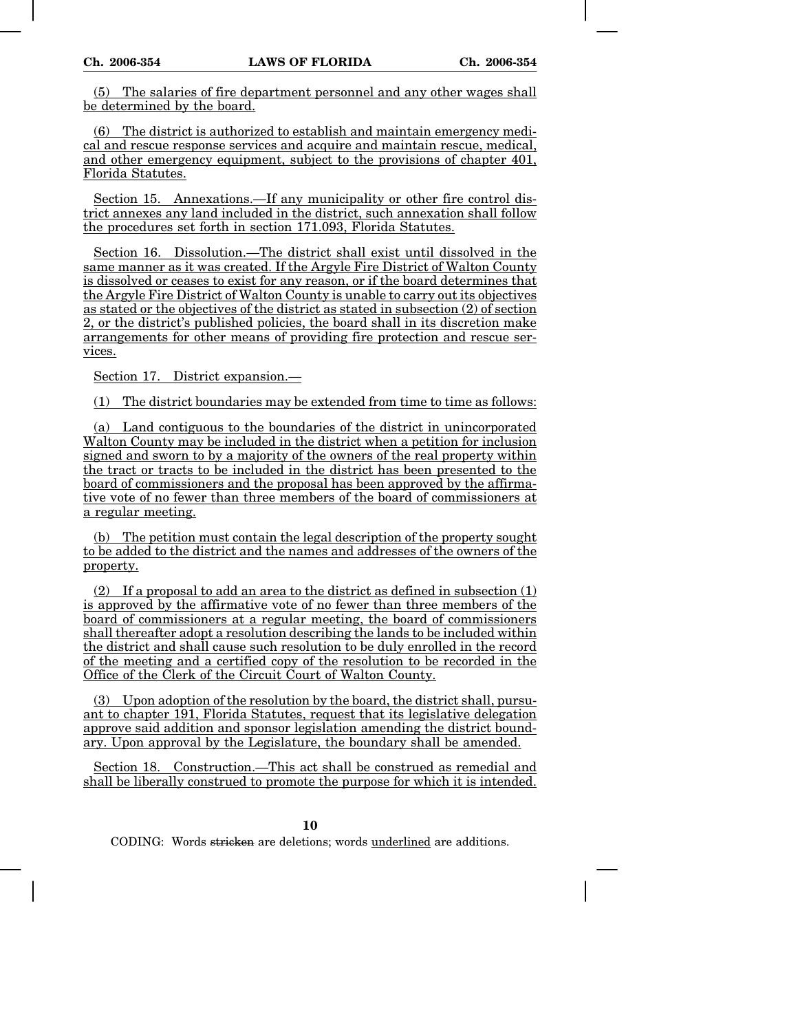(5) The salaries of fire department personnel and any other wages shall be determined by the board.

(6) The district is authorized to establish and maintain emergency medical and rescue response services and acquire and maintain rescue, medical, and other emergency equipment, subject to the provisions of chapter 401, Florida Statutes.

Section 15. Annexations.—If any municipality or other fire control district annexes any land included in the district, such annexation shall follow the procedures set forth in section 171.093, Florida Statutes.

Section 16. Dissolution.—The district shall exist until dissolved in the same manner as it was created. If the Argyle Fire District of Walton County is dissolved or ceases to exist for any reason, or if the board determines that the Argyle Fire District of Walton County is unable to carry out its objectives as stated or the objectives of the district as stated in subsection (2) of section 2, or the district's published policies, the board shall in its discretion make arrangements for other means of providing fire protection and rescue services.

Section 17. District expansion.—

(1) The district boundaries may be extended from time to time as follows:

(a) Land contiguous to the boundaries of the district in unincorporated Walton County may be included in the district when a petition for inclusion signed and sworn to by a majority of the owners of the real property within the tract or tracts to be included in the district has been presented to the board of commissioners and the proposal has been approved by the affirmative vote of no fewer than three members of the board of commissioners at a regular meeting.

(b) The petition must contain the legal description of the property sought to be added to the district and the names and addresses of the owners of the property.

(2) If a proposal to add an area to the district as defined in subsection (1) is approved by the affirmative vote of no fewer than three members of the board of commissioners at a regular meeting, the board of commissioners shall thereafter adopt a resolution describing the lands to be included within the district and shall cause such resolution to be duly enrolled in the record of the meeting and a certified copy of the resolution to be recorded in the Office of the Clerk of the Circuit Court of Walton County.

(3) Upon adoption of the resolution by the board, the district shall, pursuant to chapter 191, Florida Statutes, request that its legislative delegation approve said addition and sponsor legislation amending the district boundary. Upon approval by the Legislature, the boundary shall be amended.

Section 18. Construction.—This act shall be construed as remedial and shall be liberally construed to promote the purpose for which it is intended.

CODING: Words ~~stricken~~ are deletions; words underlined are additions.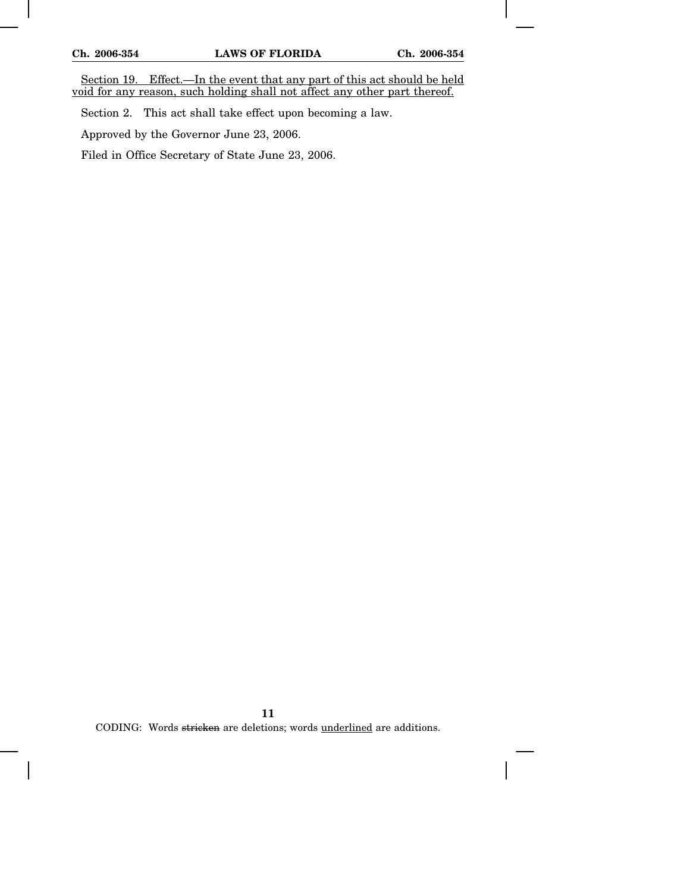<u>Section 19. Effect.—In the event that any part of this act should be held void for any reason, such holding shall not affect any other part thereof.</u>

Section 2. This act shall take effect upon becoming a law.

Approved by the Governor June 23, 2006.

Filed in Office Secretary of State June 23, 2006.

CODING: Words ~~stricken~~ are deletions; words <u>underlined</u> are additions.